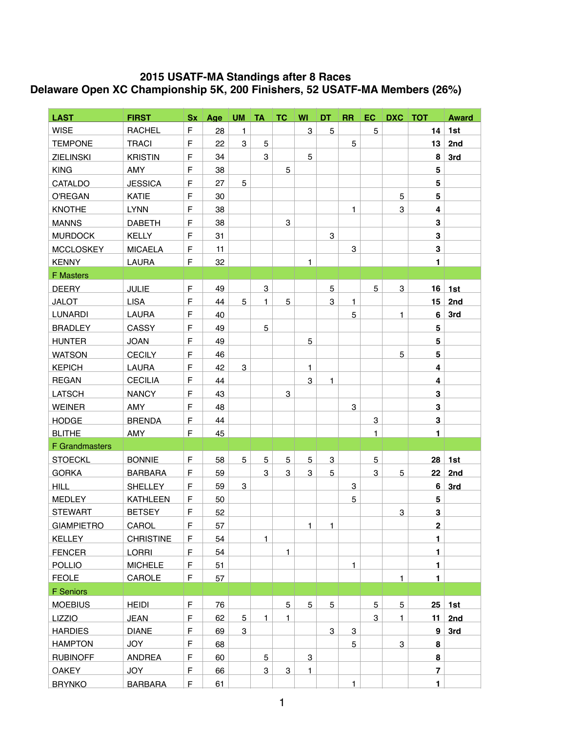# 2015 USATF-MA Standings after 8 Races
## Delaware Open XC Championship 5K, 200 Finishers, 52 USATF-MA Members (26%)

| LAST | FIRST | Sx | Age | UM | TA | TC | WI | DT | RR | EC | DXC | TOT | Award |
|---|---|---|---|---|---|---|---|---|---|---|---|---|---|
| WISE | RACHEL | F | 28 | 1 | | | 3 | 5 | | 5 | | **14** | **1st** |
| TEMPONE | TRACI | F | 22 | 3 | 5 | | | | 5 | | | **13** | **2nd** |
| ZIELINSKI | KRISTIN | F | 34 | | 3 | | 5 | | | | | **8** | **3rd** |
| KING | AMY | F | 38 | | | 5 | | | | | | **5** | |
| CATALDO | JESSICA | F | 27 | 5 | | | | | | | | **5** | |
| O'REGAN | KATIE | F | 30 | | | | | | | | 5 | **5** | |
| KNOTHE | LYNN | F | 38 | | | | | | 1 | | 3 | **4** | |
| MANNS | DABETH | F | 38 | | | 3 | | | | | | **3** | |
| MURDOCK | KELLY | F | 31 | | | | | 3 | | | | **3** | |
| MCCLOSKEY | MICAELA | F | 11 | | | | | | 3 | | | **3** | |
| KENNY | LAURA | F | 32 | | | | 1 | | | | | **1** | |
| F Masters | | | | | | | | | | | | | |
| DEERY | JULIE | F | 49 | | 3 | | | 5 | | 5 | 3 | **16** | **1st** |
| JALOT | LISA | F | 44 | 5 | 1 | 5 | | 3 | 1 | | | **15** | **2nd** |
| LUNARDI | LAURA | F | 40 | | | | | | 5 | | 1 | **6** | **3rd** |
| BRADLEY | CASSY | F | 49 | | 5 | | | | | | | **5** | |
| HUNTER | JOAN | F | 49 | | | | 5 | | | | | **5** | |
| WATSON | CECILY | F | 46 | | | | | | | | 5 | **5** | |
| KEPICH | LAURA | F | 42 | 3 | | | 1 | | | | | **4** | |
| REGAN | CECILIA | F | 44 | | | | 3 | 1 | | | | **4** | |
| LATSCH | NANCY | F | 43 | | | 3 | | | | | | **3** | |
| WEINER | AMY | F | 48 | | | | | | 3 | | | **3** | |
| HODGE | BRENDA | F | 44 | | | | | | | 3 | | **3** | |
| BLITHE | AMY | F | 45 | | | | | | | 1 | | **1** | |
| F Grandmasters | | | | | | | | | | | | | |
| STOECKL | BONNIE | F | 58 | 5 | 5 | 5 | 5 | 3 | | 5 | | **28** | **1st** |
| GORKA | BARBARA | F | 59 | | 3 | 3 | 3 | 5 | | 3 | 5 | **22** | **2nd** |
| HILL | SHELLEY | F | 59 | 3 | | | | | 3 | | | **6** | **3rd** |
| MEDLEY | KATHLEEN | F | 50 | | | | | | 5 | | | **5** | |
| STEWART | BETSEY | F | 52 | | | | | | | | 3 | **3** | |
| GIAMPIETRO | CAROL | F | 57 | | | | 1 | 1 | | | | **2** | |
| KELLEY | CHRISTINE | F | 54 | | 1 | | | | | | | **1** | |
| FENCER | LORRI | F | 54 | | | 1 | | | | | | **1** | |
| POLLIO | MICHELE | F | 51 | | | | | | 1 | | | **1** | |
| FEOLE | CAROLE | F | 57 | | | | | | | | 1 | **1** | |
| F Seniors | | | | | | | | | | | | | |
| MOEBIUS | HEIDI | F | 76 | | | 5 | 5 | 5 | | 5 | 5 | **25** | **1st** |
| LIZZIO | JEAN | F | 62 | 5 | 1 | 1 | | | | 3 | 1 | **11** | **2nd** |
| HARDIES | DIANE | F | 69 | 3 | | | | 3 | 3 | | | **9** | **3rd** |
| HAMPTON | JOY | F | 68 | | | | | | 5 | | 3 | **8** | |
| RUBINOFF | ANDREA | F | 60 | | 5 | | 3 | | | | | **8** | |
| OAKEY | JOY | F | 66 | | 3 | 3 | 1 | | | | | **7** | |
| BRYNKO | BARBARA | F | 61 | | | | | | 1 | | | **1** | |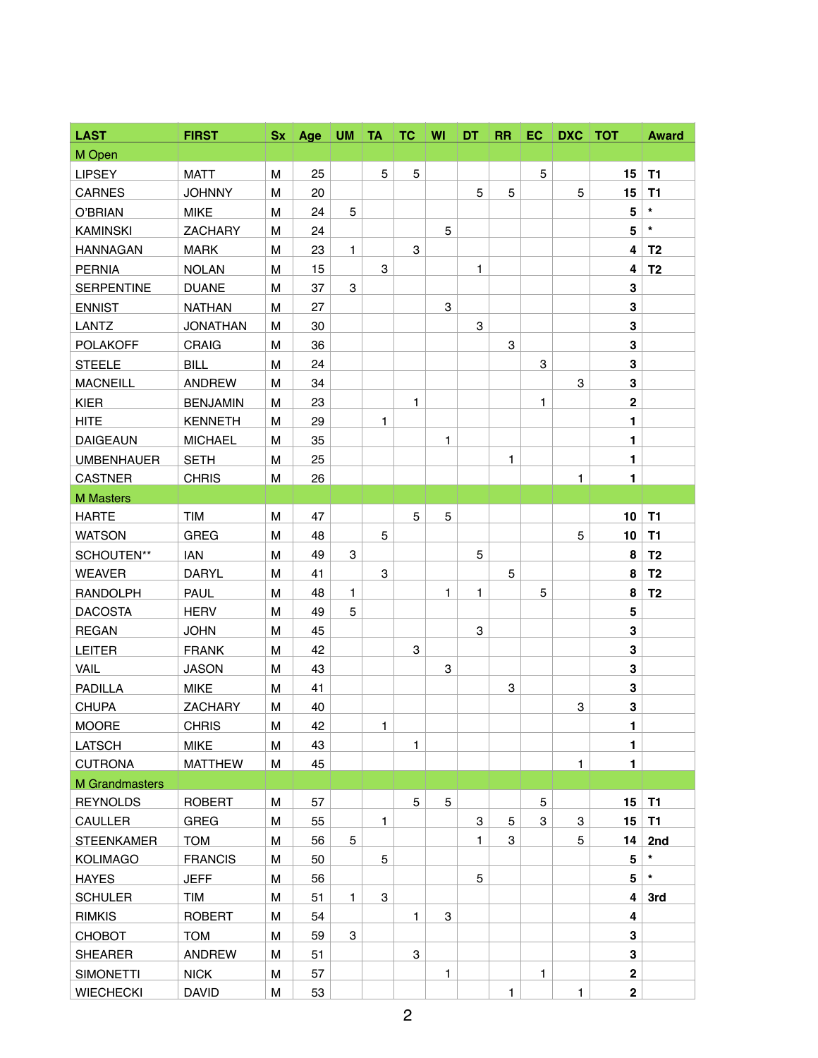| LAST | FIRST | Sx | Age | UM | TA | TC | WI | DT | RR | EC | DXC | TOT | Award |
|---|---|---|---|---|---|---|---|---|---|---|---|---|---|
| M Open | | | | | | | | | | | | | |
| LIPSEY | MATT | M | 25 | | 5 | 5 | | | | 5 | | 15 | T1 |
| CARNES | JOHNNY | M | 20 | | | | | 5 | 5 | | 5 | 15 | T1 |
| O'BRIAN | MIKE | M | 24 | 5 | | | | | | | | 5 | * |
| KAMINSKI | ZACHARY | M | 24 | | | | 5 | | | | | 5 | * |
| HANNAGAN | MARK | M | 23 | 1 | | 3 | | | | | | 4 | T2 |
| PERNIA | NOLAN | M | 15 | | 3 | | | 1 | | | | 4 | T2 |
| SERPENTINE | DUANE | M | 37 | 3 | | | | | | | | 3 | |
| ENNIST | NATHAN | M | 27 | | | | 3 | | | | | 3 | |
| LANTZ | JONATHAN | M | 30 | | | | | 3 | | | | 3 | |
| POLAKOFF | CRAIG | M | 36 | | | | | | 3 | | | 3 | |
| STEELE | BILL | M | 24 | | | | | | | 3 | | 3 | |
| MACNEILL | ANDREW | M | 34 | | | | | | | | 3 | 3 | |
| KIER | BENJAMIN | M | 23 | | | 1 | | | | 1 | | 2 | |
| HITE | KENNETH | M | 29 | | 1 | | | | | | | 1 | |
| DAIGEAUN | MICHAEL | M | 35 | | | | 1 | | | | | 1 | |
| UMBENHAUER | SETH | M | 25 | | | | | | 1 | | | 1 | |
| CASTNER | CHRIS | M | 26 | | | | | | | | 1 | 1 | |
| M Masters | | | | | | | | | | | | | |
| HARTE | TIM | M | 47 | | | 5 | 5 | | | | | 10 | T1 |
| WATSON | GREG | M | 48 | | 5 | | | | | | 5 | 10 | T1 |
| SCHOUTEN** | IAN | M | 49 | 3 | | | | 5 | | | | 8 | T2 |
| WEAVER | DARYL | M | 41 | | 3 | | | | 5 | | | 8 | T2 |
| RANDOLPH | PAUL | M | 48 | 1 | | | 1 | 1 | | 5 | | 8 | T2 |
| DACOSTA | HERV | M | 49 | 5 | | | | | | | | 5 | |
| REGAN | JOHN | M | 45 | | | | | 3 | | | | 3 | |
| LEITER | FRANK | M | 42 | | | 3 | | | | | | 3 | |
| VAIL | JASON | M | 43 | | | | 3 | | | | | 3 | |
| PADILLA | MIKE | M | 41 | | | | | | 3 | | | 3 | |
| CHUPA | ZACHARY | M | 40 | | | | | | | | 3 | 3 | |
| MOORE | CHRIS | M | 42 | | 1 | | | | | | | 1 | |
| LATSCH | MIKE | M | 43 | | | 1 | | | | | | 1 | |
| CUTRONA | MATTHEW | M | 45 | | | | | | | | 1 | 1 | |
| M Grandmasters | | | | | | | | | | | | | |
| REYNOLDS | ROBERT | M | 57 | | | 5 | 5 | | | 5 | | 15 | T1 |
| CAULLER | GREG | M | 55 | | 1 | | | 3 | 5 | 3 | 3 | 15 | T1 |
| STEENKAMER | TOM | M | 56 | 5 | | | | 1 | 3 | | 5 | 14 | 2nd |
| KOLIMAGO | FRANCIS | M | 50 | | 5 | | | | | | | 5 | * |
| HAYES | JEFF | M | 56 | | | | | 5 | | | | 5 | * |
| SCHULER | TIM | M | 51 | 1 | 3 | | | | | | | 4 | 3rd |
| RIMKIS | ROBERT | M | 54 | | | 1 | 3 | | | | | 4 | |
| CHOBOT | TOM | M | 59 | 3 | | | | | | | | 3 | |
| SHEARER | ANDREW | M | 51 | | | 3 | | | | | | 3 | |
| SIMONETTI | NICK | M | 57 | | | | 1 | | | 1 | | 2 | |
| WIECHECKI | DAVID | M | 53 | | | | | | 1 | | 1 | 2 | |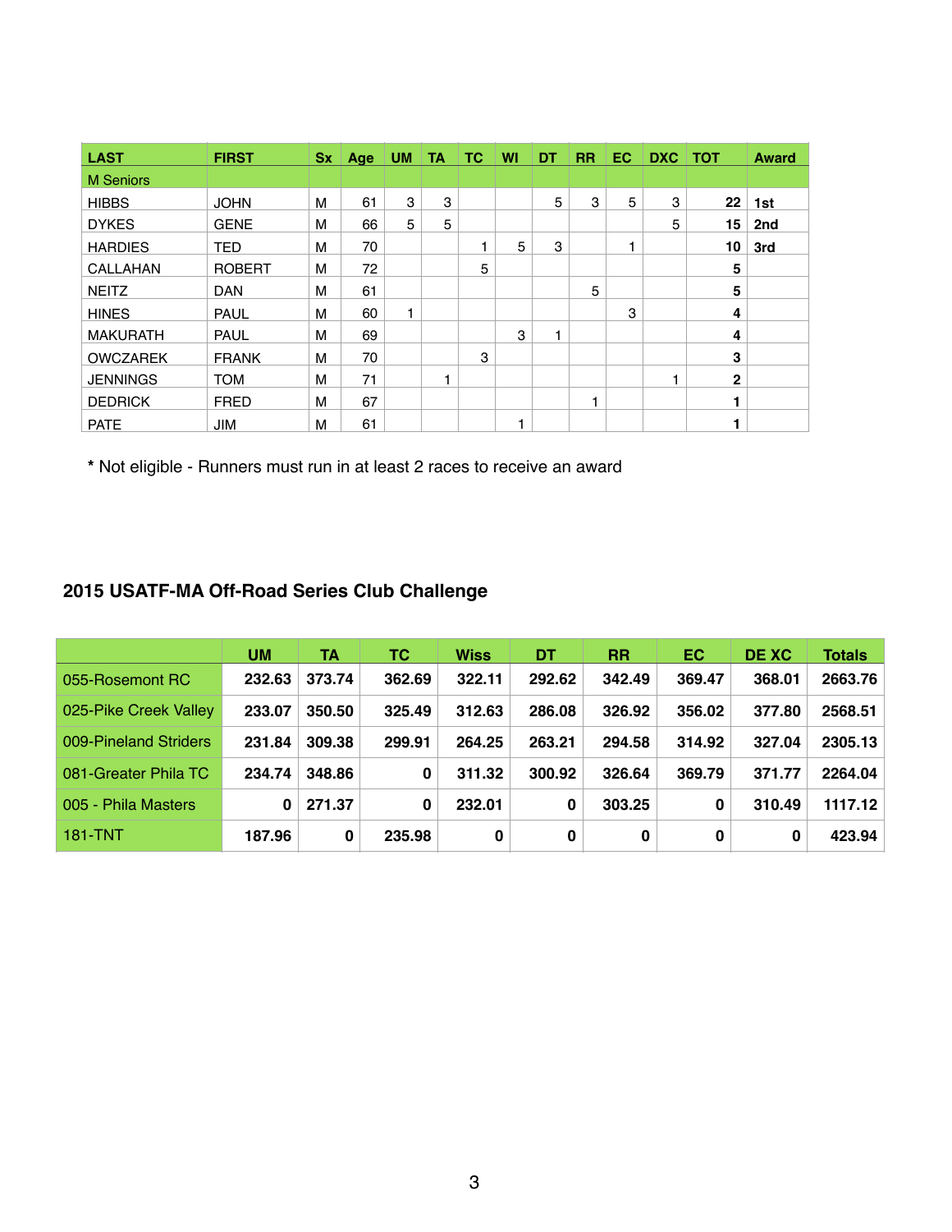| LAST | FIRST | Sx | Age | UM | TA | TC | WI | DT | RR | EC | DXC | TOT | Award |
|---|---|---|---|---|---|---|---|---|---|---|---|---|---|
| M Seniors | | | | | | | | | | | | | |
| HIBBS | JOHN | M | 61 | 3 | 3 | | | 5 | 3 | 5 | 3 | **22** | **1st** |
| DYKES | GENE | M | 66 | 5 | 5 | | | | | | 5 | **15** | **2nd** |
| HARDIES | TED | M | 70 | | | 1 | 5 | 3 | | 1 | | **10** | **3rd** |
| CALLAHAN | ROBERT | M | 72 | | | 5 | | | | | | **5** | |
| NEITZ | DAN | M | 61 | | | | | | 5 | | | **5** | |
| HINES | PAUL | M | 60 | 1 | | | | | | 3 | | **4** | |
| MAKURATH | PAUL | M | 69 | | | | 3 | 1 | | | | **4** | |
| OWCZAREK | FRANK | M | 70 | | | 3 | | | | | | **3** | |
| JENNINGS | TOM | M | 71 | | 1 | | | | | | 1 | **2** | |
| DEDRICK | FRED | M | 67 | | | | | | 1 | | | **1** | |
| PATE | JIM | M | 61 | | | | 1 | | | | | **1** | |

\* Not eligible - Runners must run in at least 2 races to receive an award

## 2015 USATF-MA Off-Road Series Club Challenge

| | UM | TA | TC | Wiss | DT | RR | EC | DE XC | Totals |
|---|---|---|---|---|---|---|---|---|---|
| 055-Rosemont RC | **232.63** | **373.74** | **362.69** | **322.11** | **292.62** | **342.49** | **369.47** | **368.01** | **2663.76** |
| 025-Pike Creek Valley | **233.07** | **350.50** | **325.49** | **312.63** | **286.08** | **326.92** | **356.02** | **377.80** | **2568.51** |
| 009-Pineland Striders | **231.84** | **309.38** | **299.91** | **264.25** | **263.21** | **294.58** | **314.92** | **327.04** | **2305.13** |
| 081-Greater Phila TC | **234.74** | **348.86** | **0** | **311.32** | **300.92** | **326.64** | **369.79** | **371.77** | **2264.04** |
| 005 - Phila Masters | **0** | **271.37** | **0** | **232.01** | **0** | **303.25** | **0** | **310.49** | **1117.12** |
| 181-TNT | **187.96** | **0** | **235.98** | **0** | **0** | **0** | **0** | **0** | **423.94** |